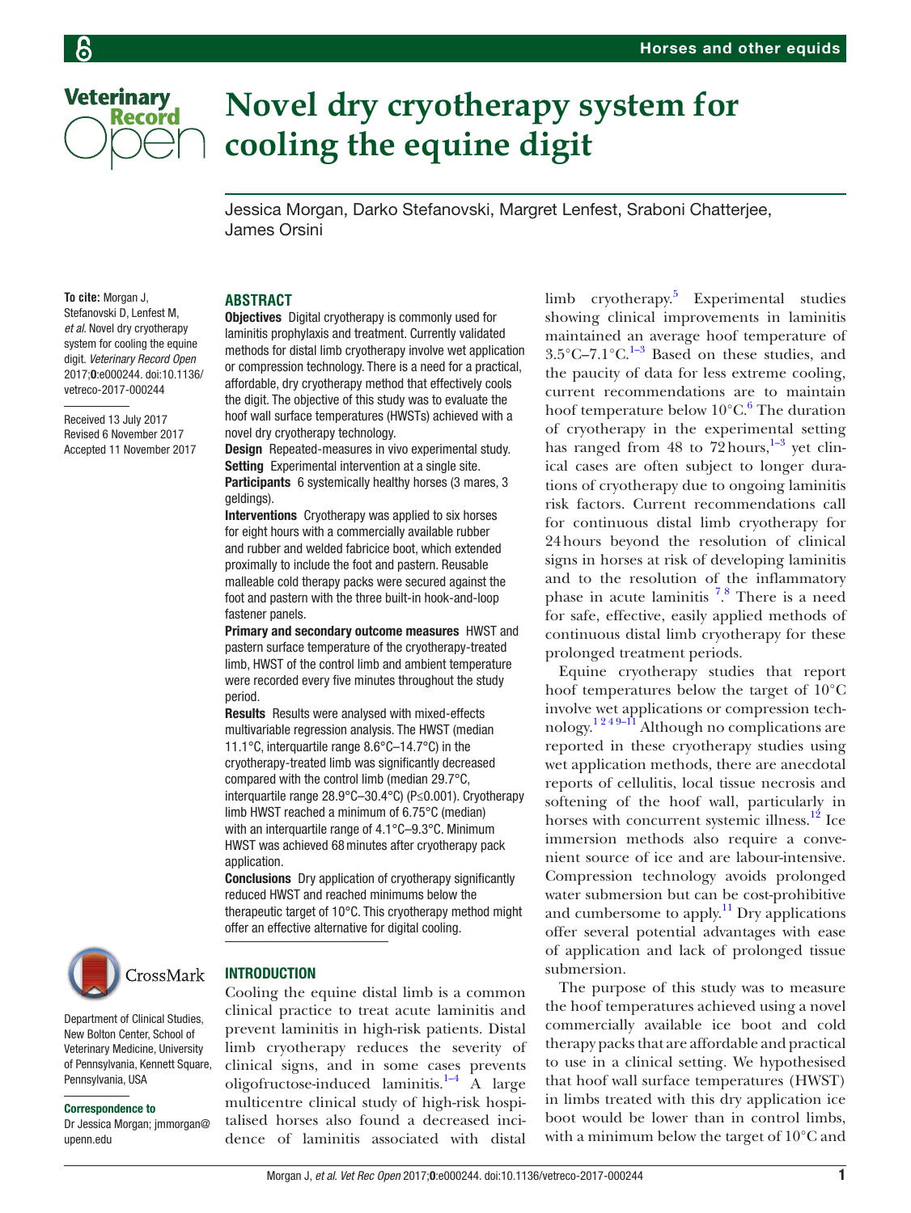# Novel dry cryotherapy system for cooling the equine digit

Jessica Morgan, Darko Stefanovski, Margret Lenfest, Sraboni Chatterjee, James Orsini

**To cite:** Morgan J, Stefanovski D, Lenfest M, *et al*. Novel dry cryotherapy system for cooling the equine digit. *Veterinary Record Open* 2017;**0**:e000244. doi:10.1136/vetreco-2017-000244

Received 13 July 2017
Revised 6 November 2017
Accepted 11 November 2017

Department of Clinical Studies, New Bolton Center, School of Veterinary Medicine, University of Pennsylvania, Kennett Square, Pennsylvania, USA

**Correspondence to**
Dr Jessica Morgan; jmmorgan@upenn.edu

## Abstract

**Objectives** Digital cryotherapy is commonly used for laminitis prophylaxis and treatment. Currently validated methods for distal limb cryotherapy involve wet application or compression technology. There is a need for a practical, affordable, dry cryotherapy method that effectively cools the digit. The objective of this study was to evaluate the hoof wall surface temperatures (HWSTs) achieved with a novel dry cryotherapy technology.

**Design** Repeated-measures in vivo experimental study.

**Setting** Experimental intervention at a single site.

**Participants** 6 systemically healthy horses (3 mares, 3 geldings).

**Interventions** Cryotherapy was applied to six horses for eight hours with a commercially available rubber and rubber and welded fabricice boot, which extended proximally to include the foot and pastern. Reusable malleable cold therapy packs were secured against the foot and pastern with the three built-in hook-and-loop fastener panels.

**Primary and secondary outcome measures** HWST and pastern surface temperature of the cryotherapy-treated limb, HWST of the control limb and ambient temperature were recorded every five minutes throughout the study period.

**Results** Results were analysed with mixed-effects multivariable regression analysis. The HWST (median 11.1°C, interquartile range 8.6°C–14.7°C) in the cryotherapy-treated limb was significantly decreased compared with the control limb (median 29.7°C, interquartile range 28.9°C–30.4°C) ($P \leq 0.001$). Cryotherapy limb HWST reached a minimum of 6.75°C (median) with an interquartile range of 4.1°C–9.3°C. Minimum HWST was achieved 68 minutes after cryotherapy pack application.

**Conclusions** Dry application of cryotherapy significantly reduced HWST and reached minimums below the therapeutic target of 10°C. This cryotherapy method might offer an effective alternative for digital cooling.

## Introduction

Cooling the equine distal limb is a common clinical practice to treat acute laminitis and prevent laminitis in high-risk patients. Distal limb cryotherapy reduces the severity of clinical signs, and in some cases prevents oligofructose-induced laminitis.[1–4] A large multicentre clinical study of high-risk hospitalised horses also found a decreased incidence of laminitis associated with distal limb cryotherapy.[5] Experimental studies showing clinical improvements in laminitis maintained an average hoof temperature of 3.5°C–7.1°C.[1–3] Based on these studies, and the paucity of data for less extreme cooling, current recommendations are to maintain hoof temperature below 10°C.[6] The duration of cryotherapy in the experimental setting has ranged from 48 to 72 hours,[1–3] yet clinical cases are often subject to longer durations of cryotherapy due to ongoing laminitis risk factors. Current recommendations call for continuous distal limb cryotherapy for 24 hours beyond the resolution of clinical signs in horses at risk of developing laminitis and to the resolution of the inflammatory phase in acute laminitis [7,8]. There is a need for safe, effective, easily applied methods of continuous distal limb cryotherapy for these prolonged treatment periods.

Equine cryotherapy studies that report hoof temperatures below the target of 10°C involve wet applications or compression technology.[1 2 4 9–11] Although no complications are reported in these cryotherapy studies using wet application methods, there are anecdotal reports of cellulitis, local tissue necrosis and softening of the hoof wall, particularly in horses with concurrent systemic illness.[12] Ice immersion methods also require a convenient source of ice and are labour-intensive. Compression technology avoids prolonged water submersion but can be cost-prohibitive and cumbersome to apply.[11] Dry applications offer several potential advantages with ease of application and lack of prolonged tissue submersion.

The purpose of this study was to measure the hoof temperatures achieved using a novel commercially available ice boot and cold therapy packs that are affordable and practical to use in a clinical setting. We hypothesised that hoof wall surface temperatures (HWST) in limbs treated with this dry application ice boot would be lower than in control limbs, with a minimum below the target of 10°C and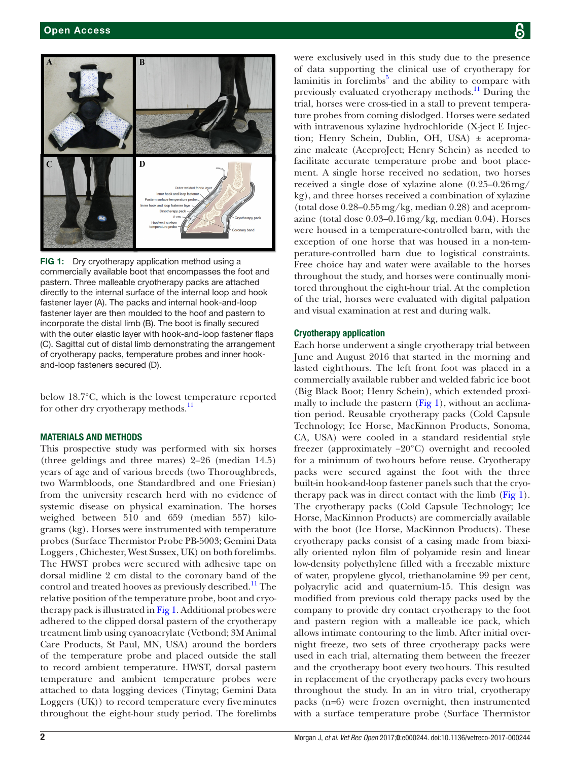FIG 1: Dry cryotherapy application method using a commercially available boot that encompasses the foot and pastern. Three malleable cryotherapy packs are attached directly to the internal surface of the internal loop and hook fastener layer (A). The packs and internal hook-and-loop fastener layer are then moulded to the hoof and pastern to incorporate the distal limb (B). The boot is finally secured with the outer elastic layer with hook-and-loop fastener flaps (C). Sagittal cut of distal limb demonstrating the arrangement of cryotherapy packs, temperature probes and inner hook-and-loop fasteners secured (D).

below 18.7°C, which is the lowest temperature reported for other dry cryotherapy methods.[11]

## MATERIALS AND METHODS

This prospective study was performed with six horses (three geldings and three mares) 2–26 (median 14.5) years of age and of various breeds (two Thoroughbreds, two Warmbloods, one Standardbred and one Friesian) from the university research herd with no evidence of systemic disease on physical examination. The horses weighed between 510 and 659 (median 557) kilograms (kg). Horses were instrumented with temperature probes (Surface Thermistor Probe PB-5003; Gemini Data Loggers , Chichester, West Sussex, UK) on both forelimbs. The HWST probes were secured with adhesive tape on dorsal midline 2 cm distal to the coronary band of the control and treated hooves as previously described.[11] The relative position of the temperature probe, boot and cryotherapy pack is illustrated in Fig 1. Additional probes were adhered to the clipped dorsal pastern of the cryotherapy treatment limb using cyanoacrylate (Vetbond; 3M Animal Care Products, St Paul, MN, USA) around the borders of the temperature probe and placed outside the stall to record ambient temperature. HWST, dorsal pastern temperature and ambient temperature probes were attached to data logging devices (Tinytag; Gemini Data Loggers (UK)) to record temperature every five minutes throughout the eight-hour study period. The forelimbs were exclusively used in this study due to the presence of data supporting the clinical use of cryotherapy for laminitis in forelimbs[5] and the ability to compare with previously evaluated cryotherapy methods.[11] During the trial, horses were cross-tied in a stall to prevent temperature probes from coming dislodged. Horses were sedated with intravenous xylazine hydrochloride (X-ject E Injection; Henry Schein, Dublin, OH, USA) ± acepromazine maleate (AceproJect; Henry Schein) as needed to facilitate accurate temperature probe and boot placement. A single horse received no sedation, two horses received a single dose of xylazine alone (0.25–0.26 mg/kg), and three horses received a combination of xylazine (total dose 0.28–0.55 mg/kg, median 0.28) and acepromazine (total dose 0.03–0.16 mg/kg, median 0.04). Horses were housed in a temperature-controlled barn, with the exception of one horse that was housed in a non-temperature-controlled barn due to logistical constraints. Free choice hay and water were available to the horses throughout the study, and horses were continually monitored throughout the eight-hour trial. At the completion of the trial, horses were evaluated with digital palpation and visual examination at rest and during walk.

### Cryotherapy application

Each horse underwent a single cryotherapy trial between June and August 2016 that started in the morning and lasted eight hours. The left front foot was placed in a commercially available rubber and welded fabric ice boot (Big Black Boot; Henry Schein), which extended proximally to include the pastern (Fig 1), without an acclimation period. Reusable cryotherapy packs (Cold Capsule Technology; Ice Horse, MacKinnon Products, Sonoma, CA, USA) were cooled in a standard residential style freezer (approximately −20°C) overnight and recooled for a minimum of two hours before reuse. Cryotherapy packs were secured against the foot with the three built-in hook-and-loop fastener panels such that the cryotherapy pack was in direct contact with the limb (Fig 1). The cryotherapy packs (Cold Capsule Technology; Ice Horse, MacKinnon Products) are commercially available with the boot (Ice Horse, MacKinnon Products). These cryotherapy packs consist of a casing made from biaxially oriented nylon film of polyamide resin and linear low-density polyethylene filled with a freezable mixture of water, propylene glycol, triethanolamine 99 per cent, polyacrylic acid and quaternium-15. This design was modified from previous cold therapy packs used by the company to provide dry contact cryotherapy to the foot and pastern region with a malleable ice pack, which allows intimate contouring to the limb. After initial overnight freeze, two sets of three cryotherapy packs were used in each trial, alternating them between the freezer and the cryotherapy boot every two hours. This resulted in replacement of the cryotherapy packs every two hours throughout the study. In an in vitro trial, cryotherapy packs (n=6) were frozen overnight, then instrumented with a surface temperature probe (Surface Thermistor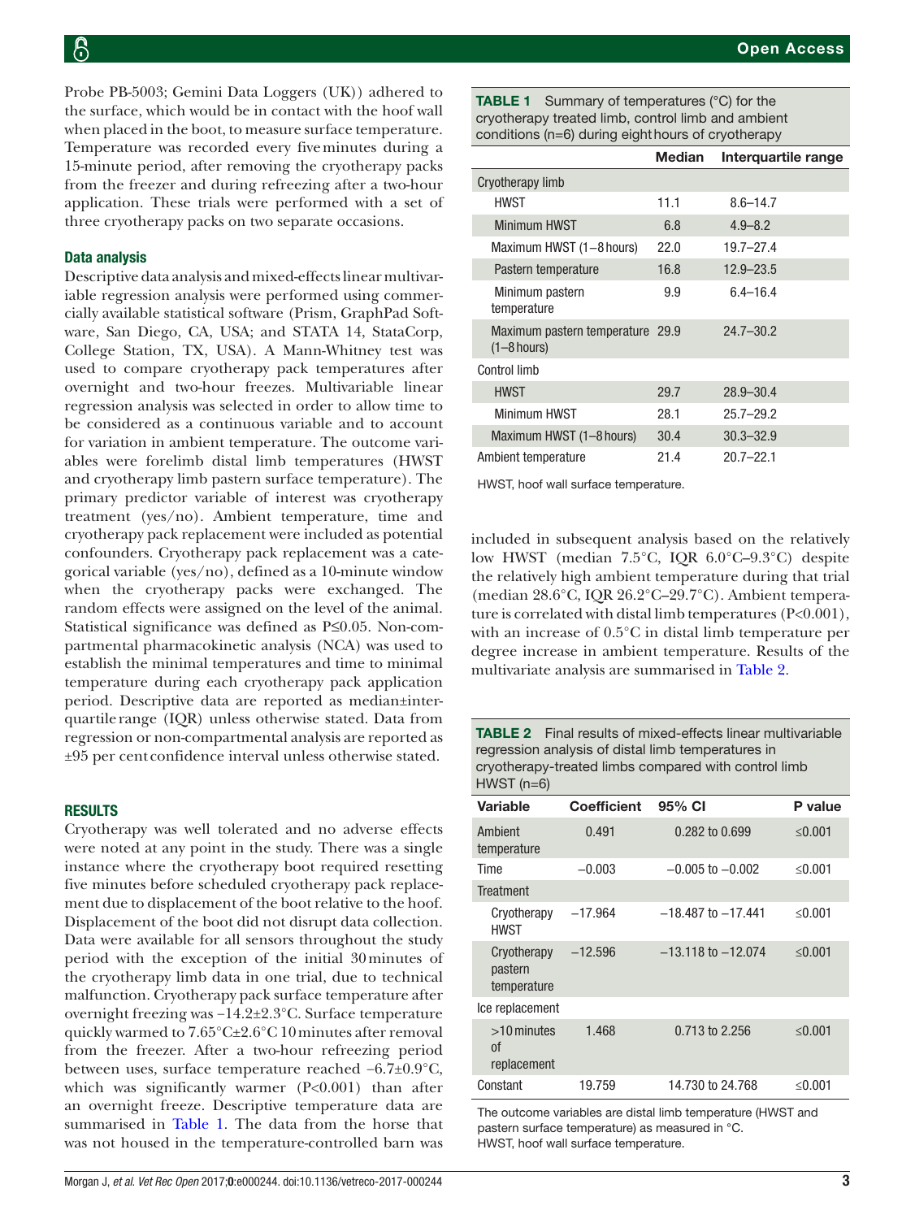Probe PB-5003; Gemini Data Loggers (UK)) adhered to the surface, which would be in contact with the hoof wall when placed in the boot, to measure surface temperature. Temperature was recorded every five minutes during a 15-minute period, after removing the cryotherapy packs from the freezer and during refreezing after a two-hour application. These trials were performed with a set of three cryotherapy packs on two separate occasions.

### Data analysis

Descriptive data analysis and mixed-effects linear multivariable regression analysis were performed using commercially available statistical software (Prism, GraphPad Software, San Diego, CA, USA; and STATA 14, StataCorp, College Station, TX, USA). A Mann-Whitney test was used to compare cryotherapy pack temperatures after overnight and two-hour freezes. Multivariable linear regression analysis was selected in order to allow time to be considered as a continuous variable and to account for variation in ambient temperature. The outcome variables were forelimb distal limb temperatures (HWST and cryotherapy limb pastern surface temperature). The primary predictor variable of interest was cryotherapy treatment (yes/no). Ambient temperature, time and cryotherapy pack replacement were included as potential confounders. Cryotherapy pack replacement was a categorical variable (yes/no), defined as a 10-minute window when the cryotherapy packs were exchanged. The random effects were assigned on the level of the animal. Statistical significance was defined as $P \leq 0.05$. Non-compartmental pharmacokinetic analysis (NCA) was used to establish the minimal temperatures and time to minimal temperature during each cryotherapy pack application period. Descriptive data are reported as median±interquartile range (IQR) unless otherwise stated. Data from regression or non-compartmental analysis are reported as ±95 per cent confidence interval unless otherwise stated.

## RESULTS

Cryotherapy was well tolerated and no adverse effects were noted at any point in the study. There was a single instance where the cryotherapy boot required resetting five minutes before scheduled cryotherapy pack replacement due to displacement of the boot relative to the hoof. Displacement of the boot did not disrupt data collection. Data were available for all sensors throughout the study period with the exception of the initial 30 minutes of the cryotherapy limb data in one trial, due to technical malfunction. Cryotherapy pack surface temperature after overnight freezing was −14.2±2.3°C. Surface temperature quickly warmed to 7.65°C±2.6°C 10 minutes after removal from the freezer. After a two-hour refreezing period between uses, surface temperature reached −6.7±0.9°C, which was significantly warmer ($P<0.001$) than after an overnight freeze. Descriptive temperature data are summarised in Table 1. The data from the horse that was not housed in the temperature-controlled barn was included in subsequent analysis based on the relatively low HWST (median 7.5°C, IQR 6.0°C–9.3°C) despite the relatively high ambient temperature during that trial (median 28.6°C, IQR 26.2°C–29.7°C). Ambient temperature is correlated with distal limb temperatures ($P<0.001$), with an increase of 0.5°C in distal limb temperature per degree increase in ambient temperature. Results of the multivariate analysis are summarised in Table 2.

**TABLE 1** Summary of temperatures (°C) for the cryotherapy treated limb, control limb and ambient conditions (n=6) during eight hours of cryotherapy

| | Median | Interquartile range |
|---|---|---|
| Cryotherapy limb | | |
| HWST | 11.1 | 8.6–14.7 |
| Minimum HWST | 6.8 | 4.9–8.2 |
| Maximum HWST (1–8 hours) | 22.0 | 19.7–27.4 |
| Pastern temperature | 16.8 | 12.9–23.5 |
| Minimum pastern temperature | 9.9 | 6.4–16.4 |
| Maximum pastern temperature (1–8 hours) | 29.9 | 24.7–30.2 |
| Control limb | | |
| HWST | 29.7 | 28.9–30.4 |
| Minimum HWST | 28.1 | 25.7–29.2 |
| Maximum HWST (1–8 hours) | 30.4 | 30.3–32.9 |
| Ambient temperature | 21.4 | 20.7–22.1 |

HWST, hoof wall surface temperature.

**TABLE 2** Final results of mixed-effects linear multivariable regression analysis of distal limb temperatures in cryotherapy-treated limbs compared with control limb HWST (n=6)

| Variable | Coefficient | 95% CI | P value |
|---|---|---|---|
| Ambient temperature | 0.491 | 0.282 to 0.699 | ≤0.001 |
| Time | −0.003 | −0.005 to −0.002 | ≤0.001 |
| Treatment | | | |
| Cryotherapy HWST | −17.964 | −18.487 to −17.441 | ≤0.001 |
| Cryotherapy pastern temperature | −12.596 | −13.118 to −12.074 | ≤0.001 |
| Ice replacement | | | |
| >10 minutes of replacement | 1.468 | 0.713 to 2.256 | ≤0.001 |
| Constant | 19.759 | 14.730 to 24.768 | ≤0.001 |

The outcome variables are distal limb temperature (HWST and pastern surface temperature) as measured in °C.
HWST, hoof wall surface temperature.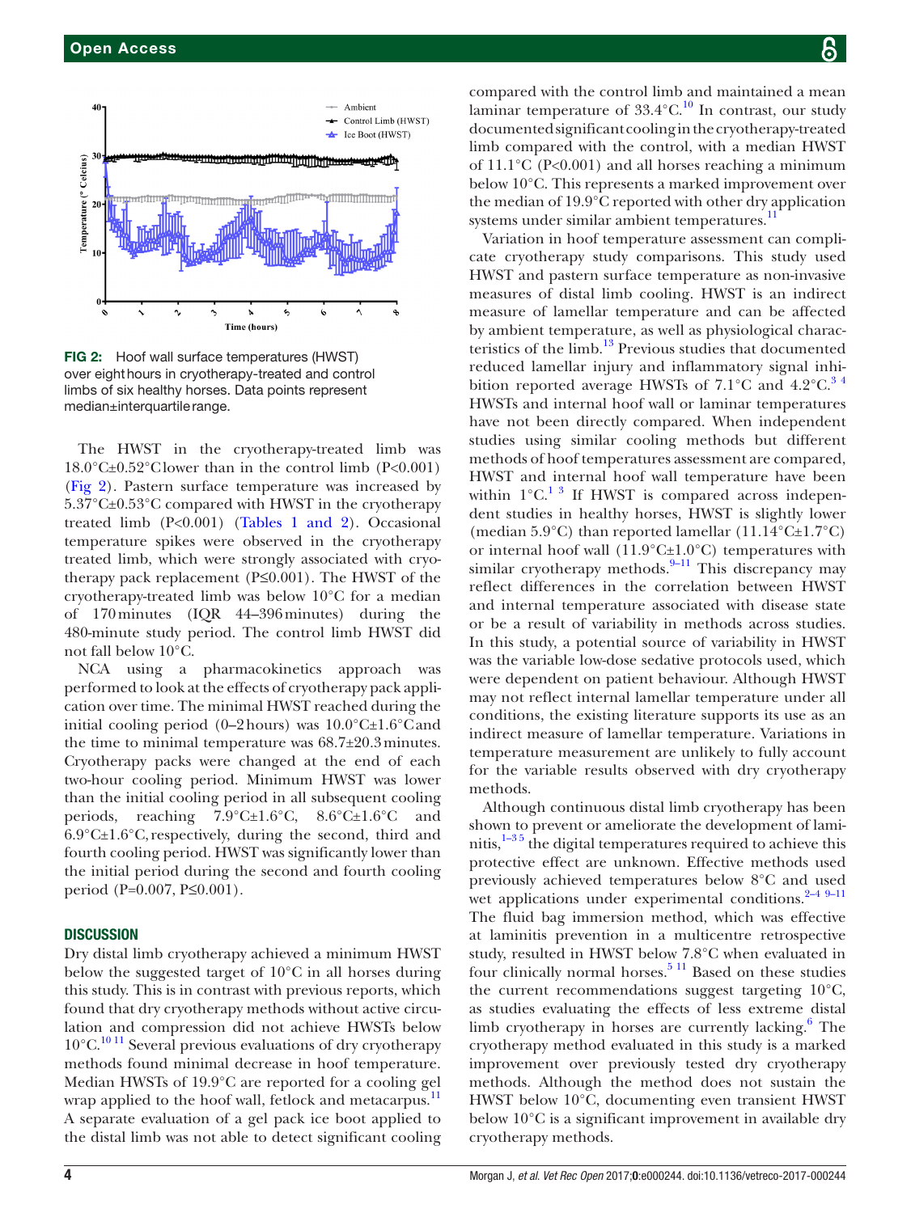FIG 2: Hoof wall surface temperatures (HWST) over eight hours in cryotherapy-treated and control limbs of six healthy horses. Data points represent median±interquartile range.

The HWST in the cryotherapy-treated limb was 18.0°C±0.52°C lower than in the control limb (P<0.001) (Fig 2). Pastern surface temperature was increased by 5.37°C±0.53°C compared with HWST in the cryotherapy treated limb (P<0.001) (Tables 1 and 2). Occasional temperature spikes were observed in the cryotherapy treated limb, which were strongly associated with cryotherapy pack replacement (P≤0.001). The HWST of the cryotherapy-treated limb was below 10°C for a median of 170 minutes (IQR 44–396 minutes) during the 480-minute study period. The control limb HWST did not fall below 10°C.

NCA using a pharmacokinetics approach was performed to look at the effects of cryotherapy pack application over time. The minimal HWST reached during the initial cooling period (0–2 hours) was 10.0°C±1.6°C and the time to minimal temperature was 68.7±20.3 minutes. Cryotherapy packs were changed at the end of each two-hour cooling period. Minimum HWST was lower than the initial cooling period in all subsequent cooling periods, reaching 7.9°C±1.6°C, 8.6°C±1.6°C and 6.9°C±1.6°C, respectively, during the second, third and fourth cooling period. HWST was significantly lower than the initial period during the second and fourth cooling period (P=0.007, P≤0.001).

## Discussion

Dry distal limb cryotherapy achieved a minimum HWST below the suggested target of 10°C in all horses during this study. This is in contrast with previous reports, which found that dry cryotherapy methods without active circulation and compression did not achieve HWSTs below 10°C.[10,11] Several previous evaluations of dry cryotherapy methods found minimal decrease in hoof temperature. Median HWSTs of 19.9°C are reported for a cooling gel wrap applied to the hoof wall, fetlock and metacarpus.[11] A separate evaluation of a gel pack ice boot applied to the distal limb was not able to detect significant cooling compared with the control limb and maintained a mean laminar temperature of 33.4°C.[10] In contrast, our study documented significant cooling in the cryotherapy-treated limb compared with the control, with a median HWST of 11.1°C (P<0.001) and all horses reaching a minimum below 10°C. This represents a marked improvement over the median of 19.9°C reported with other dry application systems under similar ambient temperatures.[11]

Variation in hoof temperature assessment can complicate cryotherapy study comparisons. This study used HWST and pastern surface temperature as non-invasive measures of distal limb cooling. HWST is an indirect measure of lamellar temperature and can be affected by ambient temperature, as well as physiological characteristics of the limb.[13] Previous studies that documented reduced lamellar injury and inflammatory signal inhibition reported average HWSTs of 7.1°C and 4.2°C.[3,4] HWSTs and internal hoof wall or laminar temperatures have not been directly compared. When independent studies using similar cooling methods but different methods of hoof temperatures assessment are compared, HWST and internal hoof wall temperature have been within 1°C.[1,3] If HWST is compared across independent studies in healthy horses, HWST is slightly lower (median 5.9°C) than reported lamellar (11.14°C±1.7°C) or internal hoof wall (11.9°C±1.0°C) temperatures with similar cryotherapy methods.[9–11] This discrepancy may reflect differences in the correlation between HWST and internal temperature associated with disease state or be a result of variability in methods across studies. In this study, a potential source of variability in HWST was the variable low-dose sedative protocols used, which were dependent on patient behaviour. Although HWST may not reflect internal lamellar temperature under all conditions, the existing literature supports its use as an indirect measure of lamellar temperature. Variations in temperature measurement are unlikely to fully account for the variable results observed with dry cryotherapy methods.

Although continuous distal limb cryotherapy has been shown to prevent or ameliorate the development of laminitis,[1–3,5] the digital temperatures required to achieve this protective effect are unknown. Effective methods used previously achieved temperatures below 8°C and used wet applications under experimental conditions.[2–4,9–11] The fluid bag immersion method, which was effective at laminitis prevention in a multicentre retrospective study, resulted in HWST below 7.8°C when evaluated in four clinically normal horses.[5,11] Based on these studies the current recommendations suggest targeting 10°C, as studies evaluating the effects of less extreme distal limb cryotherapy in horses are currently lacking.[6] The cryotherapy method evaluated in this study is a marked improvement over previously tested dry cryotherapy methods. Although the method does not sustain the HWST below 10°C, documenting even transient HWST below 10°C is a significant improvement in available dry cryotherapy methods.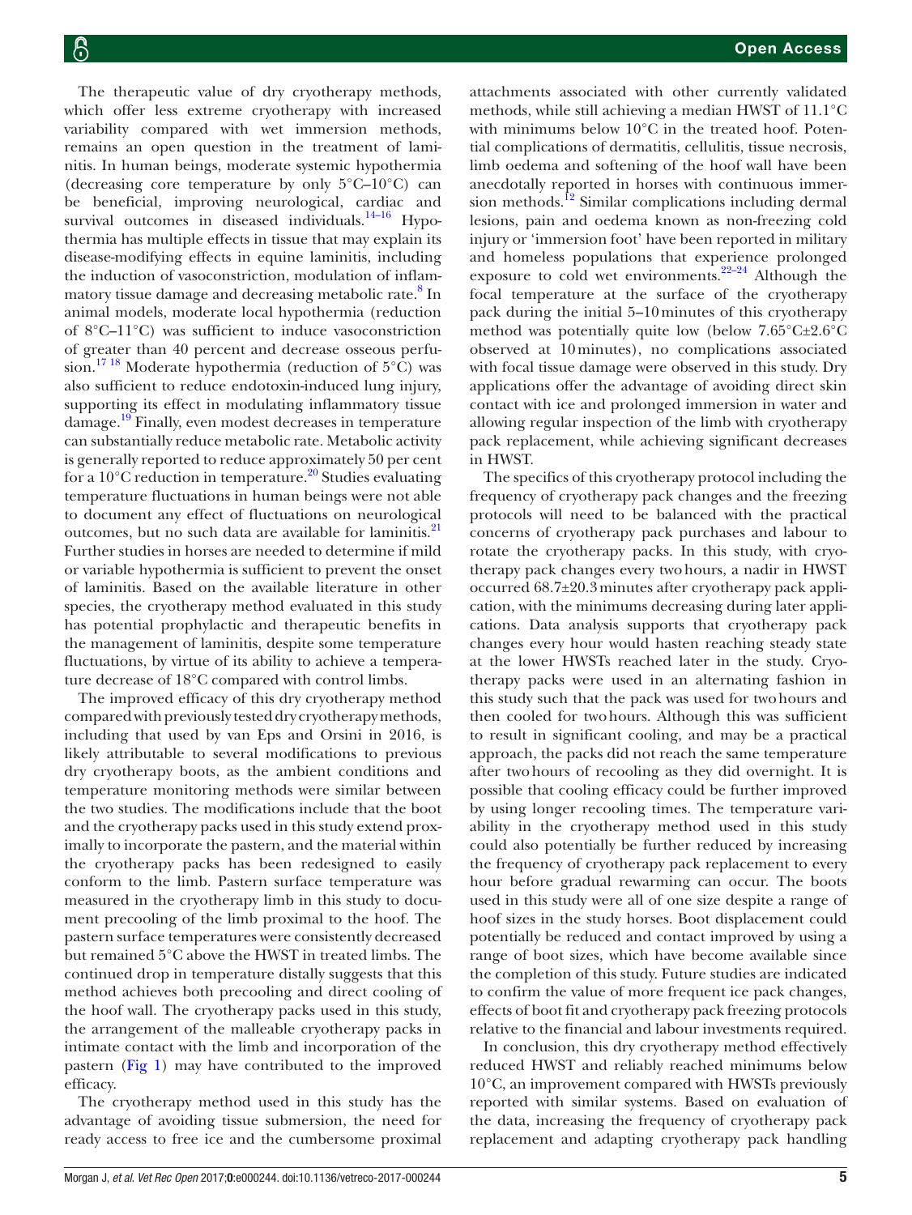The therapeutic value of dry cryotherapy methods, which offer less extreme cryotherapy with increased variability compared with wet immersion methods, remains an open question in the treatment of laminitis. In human beings, moderate systemic hypothermia (decreasing core temperature by only 5°C–10°C) can be beneficial, improving neurological, cardiac and survival outcomes in diseased individuals.[14–16] Hypothermia has multiple effects in tissue that may explain its disease-modifying effects in equine laminitis, including the induction of vasoconstriction, modulation of inflammatory tissue damage and decreasing metabolic rate.[8] In animal models, moderate local hypothermia (reduction of 8°C–11°C) was sufficient to induce vasoconstriction of greater than 40 percent and decrease osseous perfusion.[17 18] Moderate hypothermia (reduction of 5°C) was also sufficient to reduce endotoxin-induced lung injury, supporting its effect in modulating inflammatory tissue damage.[19] Finally, even modest decreases in temperature can substantially reduce metabolic rate. Metabolic activity is generally reported to reduce approximately 50 per cent for a 10°C reduction in temperature.[20] Studies evaluating temperature fluctuations in human beings were not able to document any effect of fluctuations on neurological outcomes, but no such data are available for laminitis.[21] Further studies in horses are needed to determine if mild or variable hypothermia is sufficient to prevent the onset of laminitis. Based on the available literature in other species, the cryotherapy method evaluated in this study has potential prophylactic and therapeutic benefits in the management of laminitis, despite some temperature fluctuations, by virtue of its ability to achieve a temperature decrease of 18°C compared with control limbs.

The improved efficacy of this dry cryotherapy method compared with previously tested dry cryotherapy methods, including that used by van Eps and Orsini in 2016, is likely attributable to several modifications to previous dry cryotherapy boots, as the ambient conditions and temperature monitoring methods were similar between the two studies. The modifications include that the boot and the cryotherapy packs used in this study extend proximally to incorporate the pastern, and the material within the cryotherapy packs has been redesigned to easily conform to the limb. Pastern surface temperature was measured in the cryotherapy limb in this study to document precooling of the limb proximal to the hoof. The pastern surface temperatures were consistently decreased but remained 5°C above the HWST in treated limbs. The continued drop in temperature distally suggests that this method achieves both precooling and direct cooling of the hoof wall. The cryotherapy packs used in this study, the arrangement of the malleable cryotherapy packs in intimate contact with the limb and incorporation of the pastern (Fig 1) may have contributed to the improved efficacy.

The cryotherapy method used in this study has the advantage of avoiding tissue submersion, the need for ready access to free ice and the cumbersome proximal attachments associated with other currently validated methods, while still achieving a median HWST of 11.1°C with minimums below 10°C in the treated hoof. Potential complications of dermatitis, cellulitis, tissue necrosis, limb oedema and softening of the hoof wall have been anecdotally reported in horses with continuous immersion methods.[12] Similar complications including dermal lesions, pain and oedema known as non-freezing cold injury or 'immersion foot' have been reported in military and homeless populations that experience prolonged exposure to cold wet environments.[22–24] Although the focal temperature at the surface of the cryotherapy pack during the initial 5–10 minutes of this cryotherapy method was potentially quite low (below 7.65°C±2.6°C observed at 10 minutes), no complications associated with focal tissue damage were observed in this study. Dry applications offer the advantage of avoiding direct skin contact with ice and prolonged immersion in water and allowing regular inspection of the limb with cryotherapy pack replacement, while achieving significant decreases in HWST.

The specifics of this cryotherapy protocol including the frequency of cryotherapy pack changes and the freezing protocols will need to be balanced with the practical concerns of cryotherapy pack purchases and labour to rotate the cryotherapy packs. In this study, with cryotherapy pack changes every two hours, a nadir in HWST occurred 68.7±20.3 minutes after cryotherapy pack application, with the minimums decreasing during later applications. Data analysis supports that cryotherapy pack changes every hour would hasten reaching steady state at the lower HWSTs reached later in the study. Cryotherapy packs were used in an alternating fashion in this study such that the pack was used for two hours and then cooled for two hours. Although this was sufficient to result in significant cooling, and may be a practical approach, the packs did not reach the same temperature after two hours of recooling as they did overnight. It is possible that cooling efficacy could be further improved by using longer recooling times. The temperature variability in the cryotherapy method used in this study could also potentially be further reduced by increasing the frequency of cryotherapy pack replacement to every hour before gradual rewarming can occur. The boots used in this study were all of one size despite a range of hoof sizes in the study horses. Boot displacement could potentially be reduced and contact improved by using a range of boot sizes, which have become available since the completion of this study. Future studies are indicated to confirm the value of more frequent ice pack changes, effects of boot fit and cryotherapy pack freezing protocols relative to the financial and labour investments required.

In conclusion, this dry cryotherapy method effectively reduced HWST and reliably reached minimums below 10°C, an improvement compared with HWSTs previously reported with similar systems. Based on evaluation of the data, increasing the frequency of cryotherapy pack replacement and adapting cryotherapy pack handling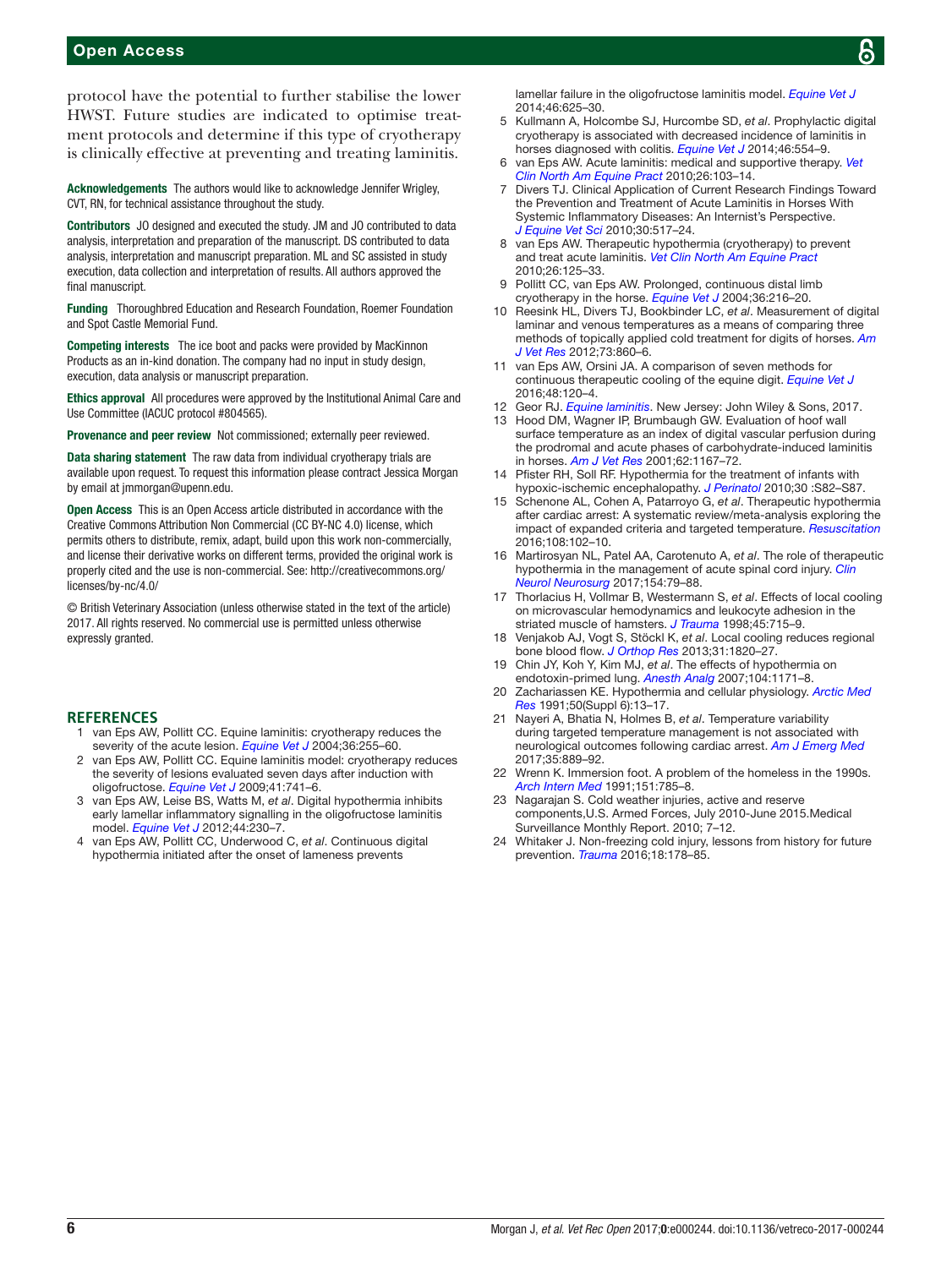protocol have the potential to further stabilise the lower HWST. Future studies are indicated to optimise treatment protocols and determine if this type of cryotherapy is clinically effective at preventing and treating laminitis.

**Acknowledgements** The authors would like to acknowledge Jennifer Wrigley, CVT, RN, for technical assistance throughout the study.

**Contributors** JO designed and executed the study. JM and JO contributed to data analysis, interpretation and preparation of the manuscript. DS contributed to data analysis, interpretation and manuscript preparation. ML and SC assisted in study execution, data collection and interpretation of results. All authors approved the final manuscript.

**Funding** Thoroughbred Education and Research Foundation, Roemer Foundation and Spot Castle Memorial Fund.

**Competing interests** The ice boot and packs were provided by MacKinnon Products as an in-kind donation. The company had no input in study design, execution, data analysis or manuscript preparation.

**Ethics approval** All procedures were approved by the Institutional Animal Care and Use Committee (IACUC protocol #804565).

**Provenance and peer review** Not commissioned; externally peer reviewed.

**Data sharing statement** The raw data from individual cryotherapy trials are available upon request. To request this information please contract Jessica Morgan by email at jmmorgan@upenn.edu.

**Open Access** This is an Open Access article distributed in accordance with the Creative Commons Attribution Non Commercial (CC BY-NC 4.0) license, which permits others to distribute, remix, adapt, build upon this work non-commercially, and license their derivative works on different terms, provided the original work is properly cited and the use is non-commercial. See: http://creativecommons.org/licenses/by-nc/4.0/

© British Veterinary Association (unless otherwise stated in the text of the article) 2017. All rights reserved. No commercial use is permitted unless otherwise expressly granted.

## REFERENCES

1. van Eps AW, Pollitt CC. Equine laminitis: cryotherapy reduces the severity of the acute lesion. *Equine Vet J* 2004;36:255–60.
2. van Eps AW, Pollitt CC. Equine laminitis model: cryotherapy reduces the severity of lesions evaluated seven days after induction with oligofructose. *Equine Vet J* 2009;41:741–6.
3. van Eps AW, Leise BS, Watts M, *et al*. Digital hypothermia inhibits early lamellar inflammatory signalling in the oligofructose laminitis model. *Equine Vet J* 2012;44:230–7.
4. van Eps AW, Pollitt CC, Underwood C, *et al*. Continuous digital hypothermia initiated after the onset of lameness prevents lamellar failure in the oligofructose laminitis model. *Equine Vet J* 2014;46:625–30.
5. Kullmann A, Holcombe SJ, Hurcombe SD, *et al*. Prophylactic digital cryotherapy is associated with decreased incidence of laminitis in horses diagnosed with colitis. *Equine Vet J* 2014;46:554–9.
6. van Eps AW. Acute laminitis: medical and supportive therapy. *Vet Clin North Am Equine Pract* 2010;26:103–14.
7. Divers TJ. Clinical Application of Current Research Findings Toward the Prevention and Treatment of Acute Laminitis in Horses With Systemic Inflammatory Diseases: An Internist's Perspective. *J Equine Vet Sci* 2010;30:517–24.
8. van Eps AW. Therapeutic hypothermia (cryotherapy) to prevent and treat acute laminitis. *Vet Clin North Am Equine Pract* 2010;26:125–33.
9. Pollitt CC, van Eps AW. Prolonged, continuous distal limb cryotherapy in the horse. *Equine Vet J* 2004;36:216–20.
10. Reesink HL, Divers TJ, Bookbinder LC, *et al*. Measurement of digital laminar and venous temperatures as a means of comparing three methods of topically applied cold treatment for digits of horses. *Am J Vet Res* 2012;73:860–6.
11. van Eps AW, Orsini JA. A comparison of seven methods for continuous therapeutic cooling of the equine digit. *Equine Vet J* 2016;48:120–4.
12. Geor RJ. *Equine laminitis*. New Jersey: John Wiley & Sons, 2017.
13. Hood DM, Wagner IP, Brumbaugh GW. Evaluation of hoof wall surface temperature as an index of digital vascular perfusion during the prodromal and acute phases of carbohydrate-induced laminitis in horses. *Am J Vet Res* 2001;62:1167–72.
14. Pfister RH, Soll RF. Hypothermia for the treatment of infants with hypoxic-ischemic encephalopathy. *J Perinatol* 2010;30 :S82–S87.
15. Schenone AL, Cohen A, Patarroyo G, *et al*. Therapeutic hypothermia after cardiac arrest: A systematic review/meta-analysis exploring the impact of expanded criteria and targeted temperature. *Resuscitation* 2016;108:102–10.
16. Martirosyan NL, Patel AA, Carotenuto A, *et al*. The role of therapeutic hypothermia in the management of acute spinal cord injury. *Clin Neurol Neurosurg* 2017;154:79–88.
17. Thorlacius H, Vollmar B, Westermann S, *et al*. Effects of local cooling on microvascular hemodynamics and leukocyte adhesion in the striated muscle of hamsters. *J Trauma* 1998;45:715–9.
18. Venjakob AJ, Vogt S, Stöckl K, *et al*. Local cooling reduces regional bone blood flow. *J Orthop Res* 2013;31:1820–27.
19. Chin JY, Koh Y, Kim MJ, *et al*. The effects of hypothermia on endotoxin-primed lung. *Anesth Analg* 2007;104:1171–8.
20. Zachariassen KE. Hypothermia and cellular physiology. *Arctic Med Res* 1991;50(Suppl 6):13–17.
21. Nayeri A, Bhatia N, Holmes B, *et al*. Temperature variability during targeted temperature management is not associated with neurological outcomes following cardiac arrest. *Am J Emerg Med* 2017;35:889–92.
22. Wrenn K. Immersion foot. A problem of the homeless in the 1990s. *Arch Intern Med* 1991;151:785–8.
23. Nagarajan S. Cold weather injuries, active and reserve components,U.S. Armed Forces, July 2010-June 2015.Medical Surveillance Monthly Report. 2010; 7–12.
24. Whitaker J. Non-freezing cold injury, lessons from history for future prevention. *Trauma* 2016;18:178–85.